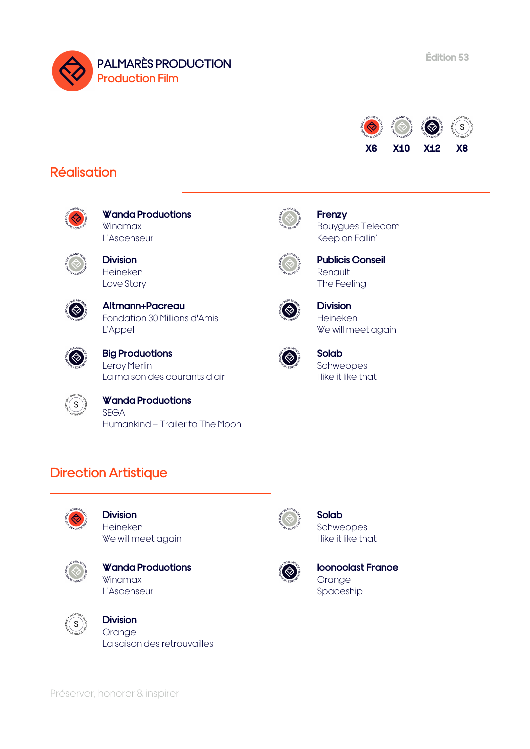# PALMARÈS PRODUCTION

## Production Film

Édition 53

X6 X10 X12 X8

## Réalisation

**Wanda Productions**
Winamax
L'Ascenseur

**Division**
Heineken
Love Story

**Altmann+Pacreau**
Fondation 30 Millions d'Amis
L'Appel

**Big Productions**
Leroy Merlin
La maison des courants d'air

**Wanda Productions**
SEGA
Humankind – Trailer to The Moon

**Frenzy**
Bouygues Telecom
Keep on Fallin'

**Publicis Conseil**
Renault
The Feeling

**Division**
Heineken
We will meet again

**Solab**
Schweppes
I like it like that

## Direction Artistique

**Division**
Heineken
We will meet again

**Wanda Productions**
Winamax
L'Ascenseur

**Division**
Orange
La saison des retrouvailles

**Solab**
Schweppes
I like it like that

**Iconoclast France**
Orange
Spaceship

Préserver, honorer & inspirer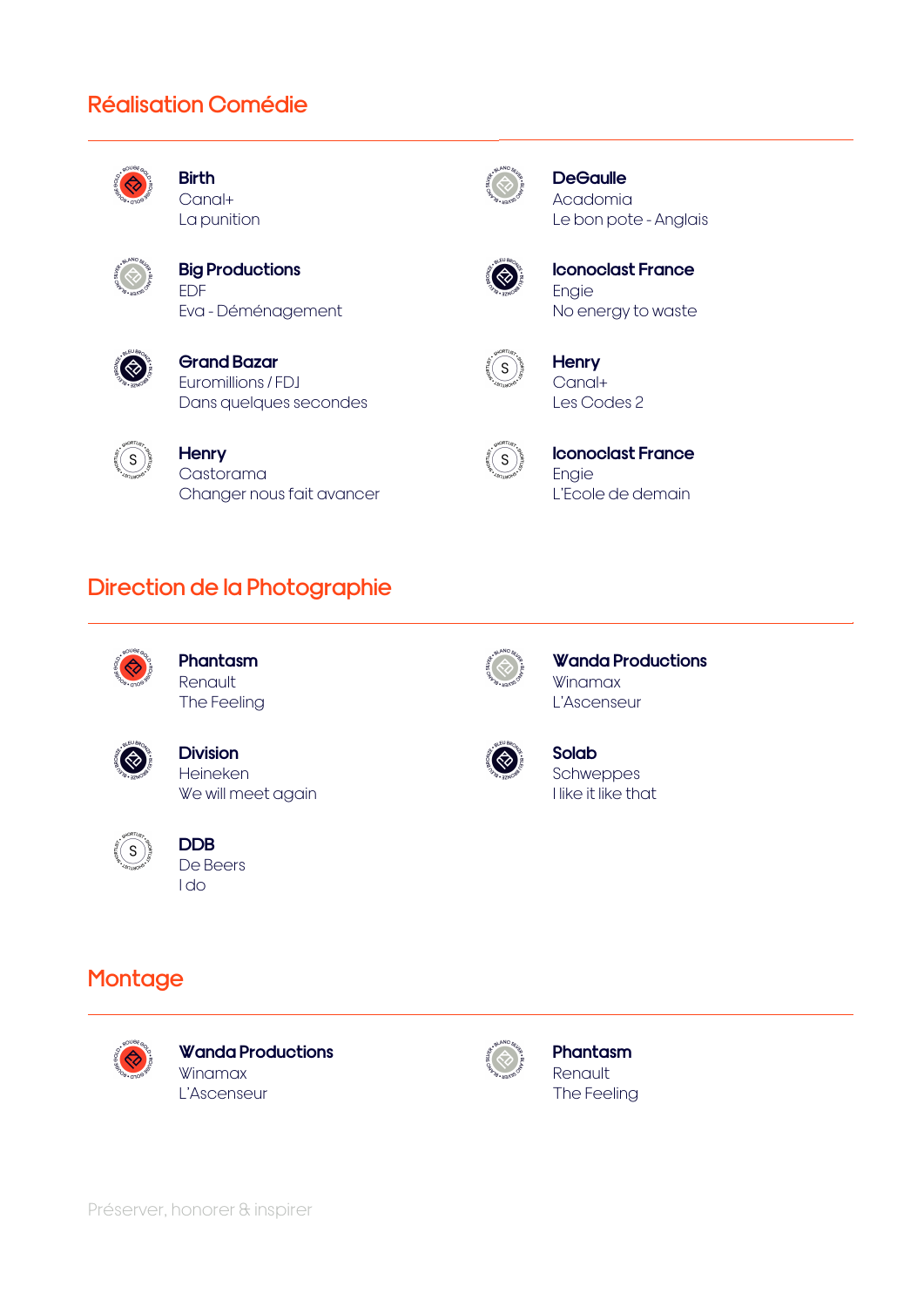## Réalisation Comédie

**Birth**
Canal+
La punition

**DeGaulle**
Acadomia
Le bon pote - Anglais

**Big Productions**
EDF
Eva - Déménagement

**Iconoclast France**
Engie
No energy to waste

**Grand Bazar**
Euromillions / FDJ
Dans quelques secondes

**Henry**
Canal+
Les Codes 2

**Henry**
Castorama
Changer nous fait avancer

**Iconoclast France**
Engie
L'Ecole de demain

## Direction de la Photographie

**Phantasm**
Renault
The Feeling

**Wanda Productions**
Winamax
L'Ascenseur

**Division**
Heineken
We will meet again

**Solab**
Schweppes
I like it like that

**DDB**
De Beers
I do

## Montage

**Wanda Productions**
Winamax
L'Ascenseur

**Phantasm**
Renault
The Feeling

Préserver, honorer & inspirer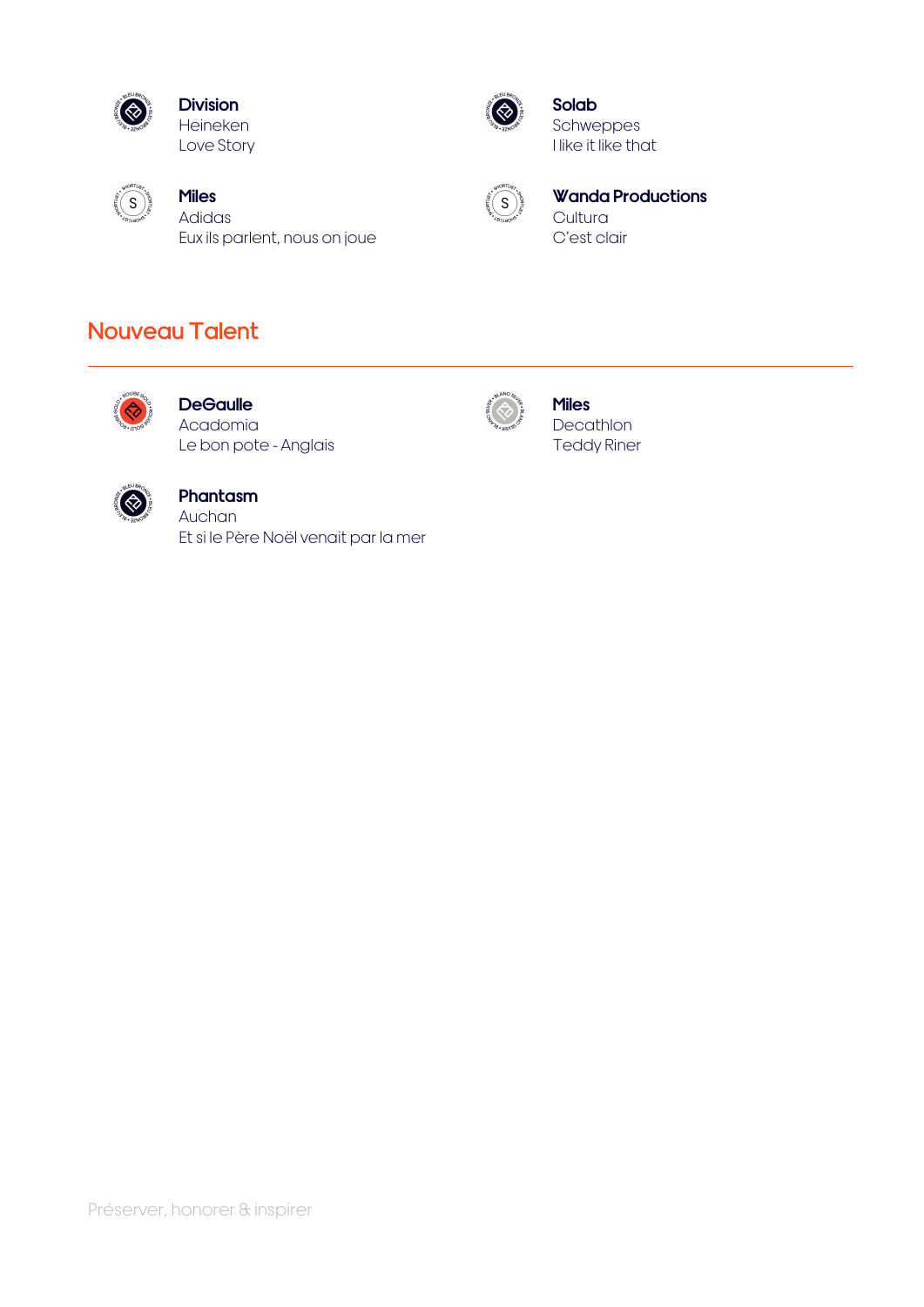**Division**
Heineken
Love Story

**Solab**
Schweppes
I like it like that

**Miles**
Adidas
Eux ils parlent, nous on joue

**Wanda Productions**
Cultura
C'est clair

## Nouveau Talent

**DeGaulle**
Acadomia
Le bon pote - Anglais

**Miles**
Decathlon
Teddy Riner

**Phantasm**
Auchan
Et si le Père Noël venait par la mer

Préserver, honorer & inspirer